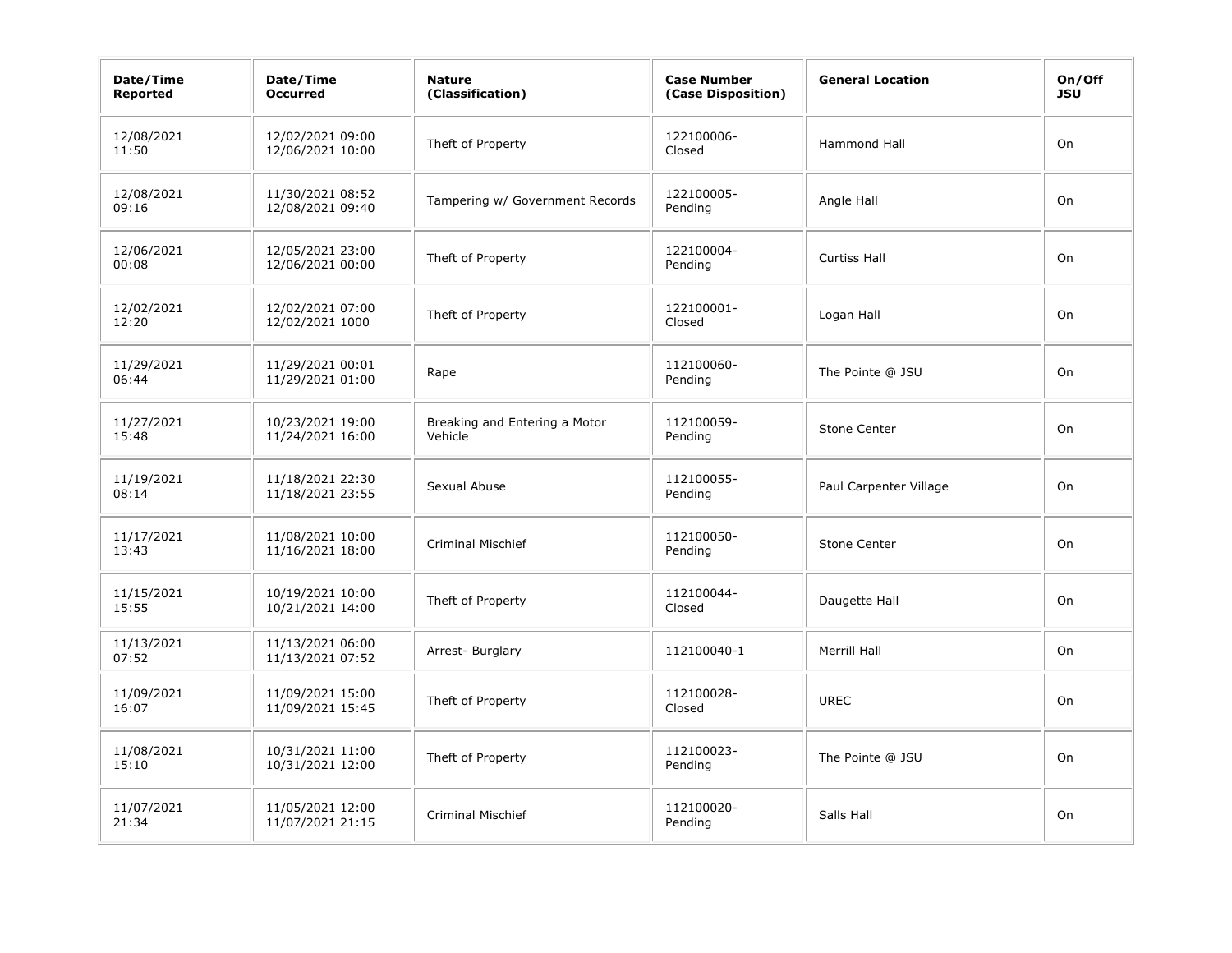| Date/Time Reported | Date/Time Occurred | Nature (Classification) | Case Number (Case Disposition) | General Location | On/Off JSU |
|---|---|---|---|---|---|
| 12/08/2021 11:50 | 12/02/2021 09:00 12/06/2021 10:00 | Theft of Property | 122100006-Closed | Hammond Hall | On |
| 12/08/2021 09:16 | 11/30/2021 08:52 12/08/2021 09:40 | Tampering w/ Government Records | 122100005-Pending | Angle Hall | On |
| 12/06/2021 00:08 | 12/05/2021 23:00 12/06/2021 00:00 | Theft of Property | 122100004-Pending | Curtiss Hall | On |
| 12/02/2021 12:20 | 12/02/2021 07:00 12/02/2021 1000 | Theft of Property | 122100001-Closed | Logan Hall | On |
| 11/29/2021 06:44 | 11/29/2021 00:01 11/29/2021 01:00 | Rape | 112100060-Pending | The Pointe @ JSU | On |
| 11/27/2021 15:48 | 10/23/2021 19:00 11/24/2021 16:00 | Breaking and Entering a Motor Vehicle | 112100059-Pending | Stone Center | On |
| 11/19/2021 08:14 | 11/18/2021 22:30 11/18/2021 23:55 | Sexual Abuse | 112100055-Pending | Paul Carpenter Village | On |
| 11/17/2021 13:43 | 11/08/2021 10:00 11/16/2021 18:00 | Criminal Mischief | 112100050-Pending | Stone Center | On |
| 11/15/2021 15:55 | 10/19/2021 10:00 10/21/2021 14:00 | Theft of Property | 112100044-Closed | Daugette Hall | On |
| 11/13/2021 07:52 | 11/13/2021 06:00 11/13/2021 07:52 | Arrest- Burglary | 112100040-1 | Merrill Hall | On |
| 11/09/2021 16:07 | 11/09/2021 15:00 11/09/2021 15:45 | Theft of Property | 112100028-Closed | UREC | On |
| 11/08/2021 15:10 | 10/31/2021 11:00 10/31/2021 12:00 | Theft of Property | 112100023-Pending | The Pointe @ JSU | On |
| 11/07/2021 21:34 | 11/05/2021 12:00 11/07/2021 21:15 | Criminal Mischief | 112100020-Pending | Salls Hall | On |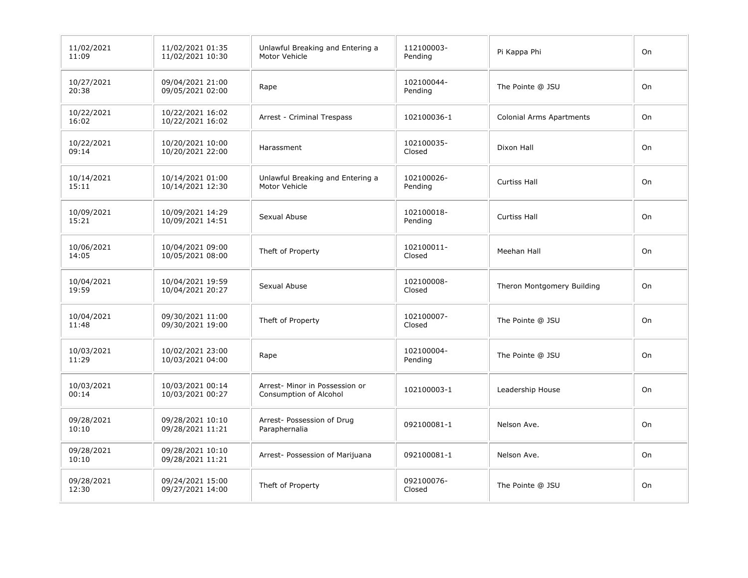| | | | | | |
|---|---|---|---|---|---|
| 11/02/2021 11:09 | 11/02/2021 01:35 11/02/2021 10:30 | Unlawful Breaking and Entering a Motor Vehicle | 112100003-Pending | Pi Kappa Phi | On |
| 10/27/2021 20:38 | 09/04/2021 21:00 09/05/2021 02:00 | Rape | 102100044-Pending | The Pointe @ JSU | On |
| 10/22/2021 16:02 | 10/22/2021 16:02 10/22/2021 16:02 | Arrest - Criminal Trespass | 102100036-1 | Colonial Arms Apartments | On |
| 10/22/2021 09:14 | 10/20/2021 10:00 10/20/2021 22:00 | Harassment | 102100035-Closed | Dixon Hall | On |
| 10/14/2021 15:11 | 10/14/2021 01:00 10/14/2021 12:30 | Unlawful Breaking and Entering a Motor Vehicle | 102100026-Pending | Curtiss Hall | On |
| 10/09/2021 15:21 | 10/09/2021 14:29 10/09/2021 14:51 | Sexual Abuse | 102100018-Pending | Curtiss Hall | On |
| 10/06/2021 14:05 | 10/04/2021 09:00 10/05/2021 08:00 | Theft of Property | 102100011-Closed | Meehan Hall | On |
| 10/04/2021 19:59 | 10/04/2021 19:59 10/04/2021 20:27 | Sexual Abuse | 102100008-Closed | Theron Montgomery Building | On |
| 10/04/2021 11:48 | 09/30/2021 11:00 09/30/2021 19:00 | Theft of Property | 102100007-Closed | The Pointe @ JSU | On |
| 10/03/2021 11:29 | 10/02/2021 23:00 10/03/2021 04:00 | Rape | 102100004-Pending | The Pointe @ JSU | On |
| 10/03/2021 00:14 | 10/03/2021 00:14 10/03/2021 00:27 | Arrest- Minor in Possession or Consumption of Alcohol | 102100003-1 | Leadership House | On |
| 09/28/2021 10:10 | 09/28/2021 10:10 09/28/2021 11:21 | Arrest- Possession of Drug Paraphernalia | 092100081-1 | Nelson Ave. | On |
| 09/28/2021 10:10 | 09/28/2021 10:10 09/28/2021 11:21 | Arrest- Possession of Marijuana | 092100081-1 | Nelson Ave. | On |
| 09/28/2021 12:30 | 09/24/2021 15:00 09/27/2021 14:00 | Theft of Property | 092100076-Closed | The Pointe @ JSU | On |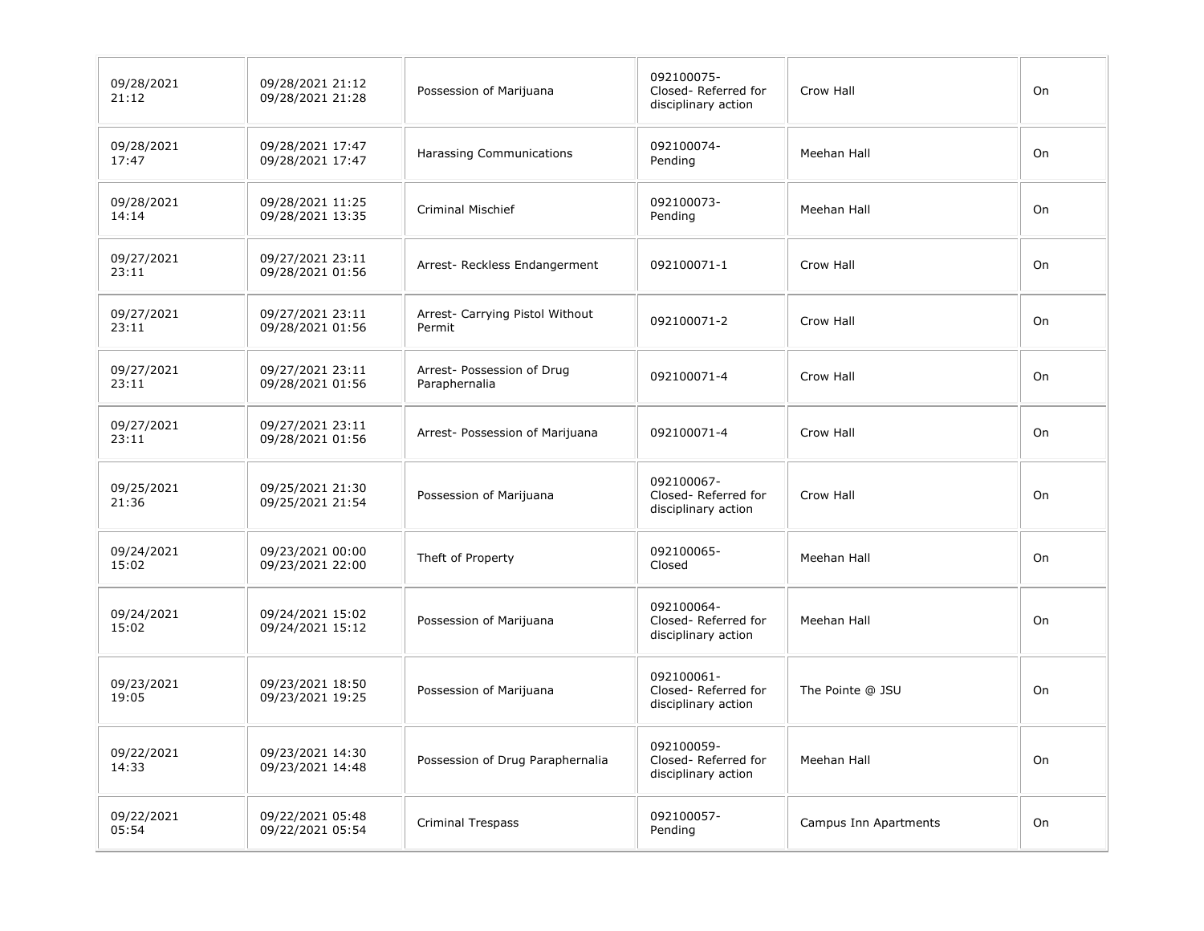| | | | | | |
|---|---|---|---|---|---|
| 09/28/2021 21:12 | 09/28/2021 21:12 09/28/2021 21:28 | Possession of Marijuana | 092100075- Closed- Referred for disciplinary action | Crow Hall | On |
| 09/28/2021 17:47 | 09/28/2021 17:47 09/28/2021 17:47 | Harassing Communications | 092100074- Pending | Meehan Hall | On |
| 09/28/2021 14:14 | 09/28/2021 11:25 09/28/2021 13:35 | Criminal Mischief | 092100073- Pending | Meehan Hall | On |
| 09/27/2021 23:11 | 09/27/2021 23:11 09/28/2021 01:56 | Arrest- Reckless Endangerment | 092100071-1 | Crow Hall | On |
| 09/27/2021 23:11 | 09/27/2021 23:11 09/28/2021 01:56 | Arrest- Carrying Pistol Without Permit | 092100071-2 | Crow Hall | On |
| 09/27/2021 23:11 | 09/27/2021 23:11 09/28/2021 01:56 | Arrest- Possession of Drug Paraphernalia | 092100071-4 | Crow Hall | On |
| 09/27/2021 23:11 | 09/27/2021 23:11 09/28/2021 01:56 | Arrest- Possession of Marijuana | 092100071-4 | Crow Hall | On |
| 09/25/2021 21:36 | 09/25/2021 21:30 09/25/2021 21:54 | Possession of Marijuana | 092100067- Closed- Referred for disciplinary action | Crow Hall | On |
| 09/24/2021 15:02 | 09/23/2021 00:00 09/23/2021 22:00 | Theft of Property | 092100065- Closed | Meehan Hall | On |
| 09/24/2021 15:02 | 09/24/2021 15:02 09/24/2021 15:12 | Possession of Marijuana | 092100064- Closed- Referred for disciplinary action | Meehan Hall | On |
| 09/23/2021 19:05 | 09/23/2021 18:50 09/23/2021 19:25 | Possession of Marijuana | 092100061- Closed- Referred for disciplinary action | The Pointe @ JSU | On |
| 09/22/2021 14:33 | 09/23/2021 14:30 09/23/2021 14:48 | Possession of Drug Paraphernalia | 092100059- Closed- Referred for disciplinary action | Meehan Hall | On |
| 09/22/2021 05:54 | 09/22/2021 05:48 09/22/2021 05:54 | Criminal Trespass | 092100057- Pending | Campus Inn Apartments | On |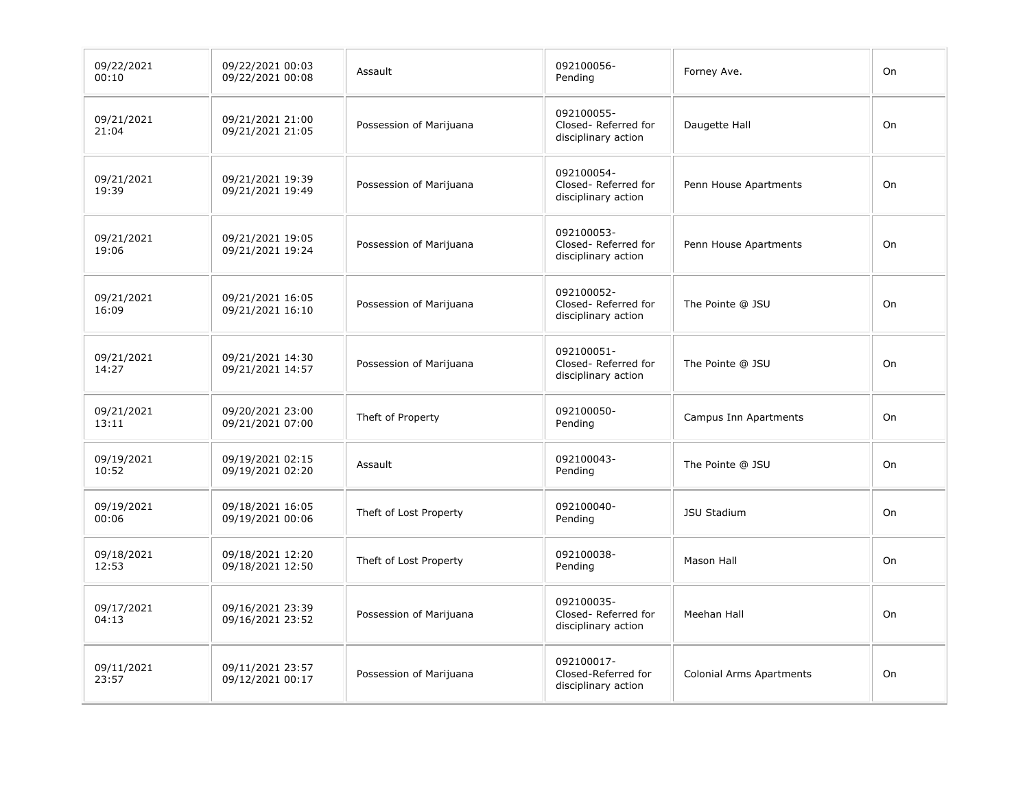| | | | | | |
|---|---|---|---|---|---|
| 09/22/2021 00:10 | 09/22/2021 00:03 09/22/2021 00:08 | Assault | 092100056- Pending | Forney Ave. | On |
| 09/21/2021 21:04 | 09/21/2021 21:00 09/21/2021 21:05 | Possession of Marijuana | 092100055- Closed- Referred for disciplinary action | Daugette Hall | On |
| 09/21/2021 19:39 | 09/21/2021 19:39 09/21/2021 19:49 | Possession of Marijuana | 092100054- Closed- Referred for disciplinary action | Penn House Apartments | On |
| 09/21/2021 19:06 | 09/21/2021 19:05 09/21/2021 19:24 | Possession of Marijuana | 092100053- Closed- Referred for disciplinary action | Penn House Apartments | On |
| 09/21/2021 16:09 | 09/21/2021 16:05 09/21/2021 16:10 | Possession of Marijuana | 092100052- Closed- Referred for disciplinary action | The Pointe @ JSU | On |
| 09/21/2021 14:27 | 09/21/2021 14:30 09/21/2021 14:57 | Possession of Marijuana | 092100051- Closed- Referred for disciplinary action | The Pointe @ JSU | On |
| 09/21/2021 13:11 | 09/20/2021 23:00 09/21/2021 07:00 | Theft of Property | 092100050- Pending | Campus Inn Apartments | On |
| 09/19/2021 10:52 | 09/19/2021 02:15 09/19/2021 02:20 | Assault | 092100043- Pending | The Pointe @ JSU | On |
| 09/19/2021 00:06 | 09/18/2021 16:05 09/19/2021 00:06 | Theft of Lost Property | 092100040- Pending | JSU Stadium | On |
| 09/18/2021 12:53 | 09/18/2021 12:20 09/18/2021 12:50 | Theft of Lost Property | 092100038- Pending | Mason Hall | On |
| 09/17/2021 04:13 | 09/16/2021 23:39 09/16/2021 23:52 | Possession of Marijuana | 092100035- Closed- Referred for disciplinary action | Meehan Hall | On |
| 09/11/2021 23:57 | 09/11/2021 23:57 09/12/2021 00:17 | Possession of Marijuana | 092100017- Closed-Referred for disciplinary action | Colonial Arms Apartments | On |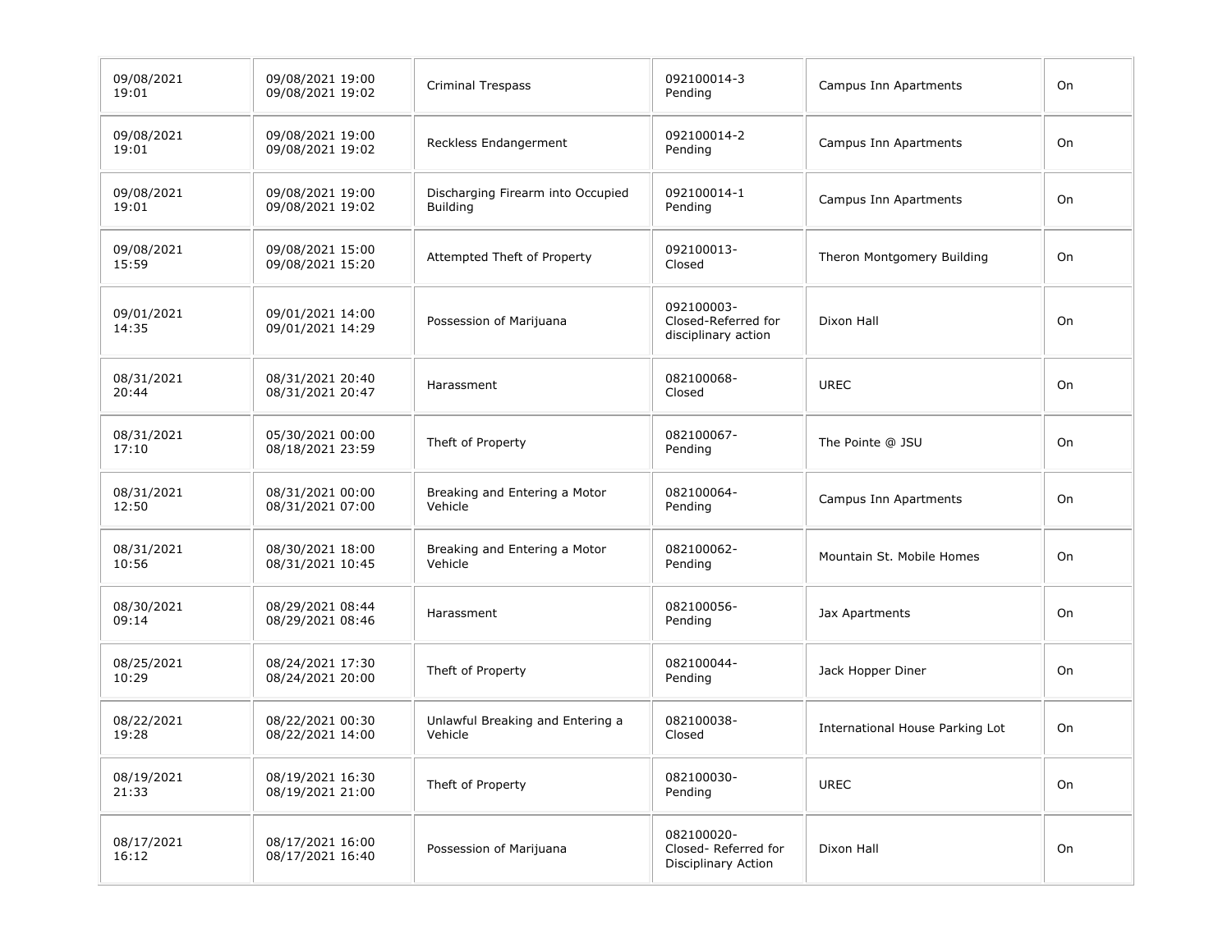| | | | | | |
|---|---|---|---|---|---|
| 09/08/2021 19:01 | 09/08/2021 19:00 09/08/2021 19:02 | Criminal Trespass | 092100014-3 Pending | Campus Inn Apartments | On |
| 09/08/2021 19:01 | 09/08/2021 19:00 09/08/2021 19:02 | Reckless Endangerment | 092100014-2 Pending | Campus Inn Apartments | On |
| 09/08/2021 19:01 | 09/08/2021 19:00 09/08/2021 19:02 | Discharging Firearm into Occupied Building | 092100014-1 Pending | Campus Inn Apartments | On |
| 09/08/2021 15:59 | 09/08/2021 15:00 09/08/2021 15:20 | Attempted Theft of Property | 092100013- Closed | Theron Montgomery Building | On |
| 09/01/2021 14:35 | 09/01/2021 14:00 09/01/2021 14:29 | Possession of Marijuana | 092100003- Closed-Referred for disciplinary action | Dixon Hall | On |
| 08/31/2021 20:44 | 08/31/2021 20:40 08/31/2021 20:47 | Harassment | 082100068- Closed | UREC | On |
| 08/31/2021 17:10 | 05/30/2021 00:00 08/18/2021 23:59 | Theft of Property | 082100067- Pending | The Pointe @ JSU | On |
| 08/31/2021 12:50 | 08/31/2021 00:00 08/31/2021 07:00 | Breaking and Entering a Motor Vehicle | 082100064- Pending | Campus Inn Apartments | On |
| 08/31/2021 10:56 | 08/30/2021 18:00 08/31/2021 10:45 | Breaking and Entering a Motor Vehicle | 082100062- Pending | Mountain St. Mobile Homes | On |
| 08/30/2021 09:14 | 08/29/2021 08:44 08/29/2021 08:46 | Harassment | 082100056- Pending | Jax Apartments | On |
| 08/25/2021 10:29 | 08/24/2021 17:30 08/24/2021 20:00 | Theft of Property | 082100044- Pending | Jack Hopper Diner | On |
| 08/22/2021 19:28 | 08/22/2021 00:30 08/22/2021 14:00 | Unlawful Breaking and Entering a Vehicle | 082100038- Closed | International House Parking Lot | On |
| 08/19/2021 21:33 | 08/19/2021 16:30 08/19/2021 21:00 | Theft of Property | 082100030- Pending | UREC | On |
| 08/17/2021 16:12 | 08/17/2021 16:00 08/17/2021 16:40 | Possession of Marijuana | 082100020- Closed- Referred for Disciplinary Action | Dixon Hall | On |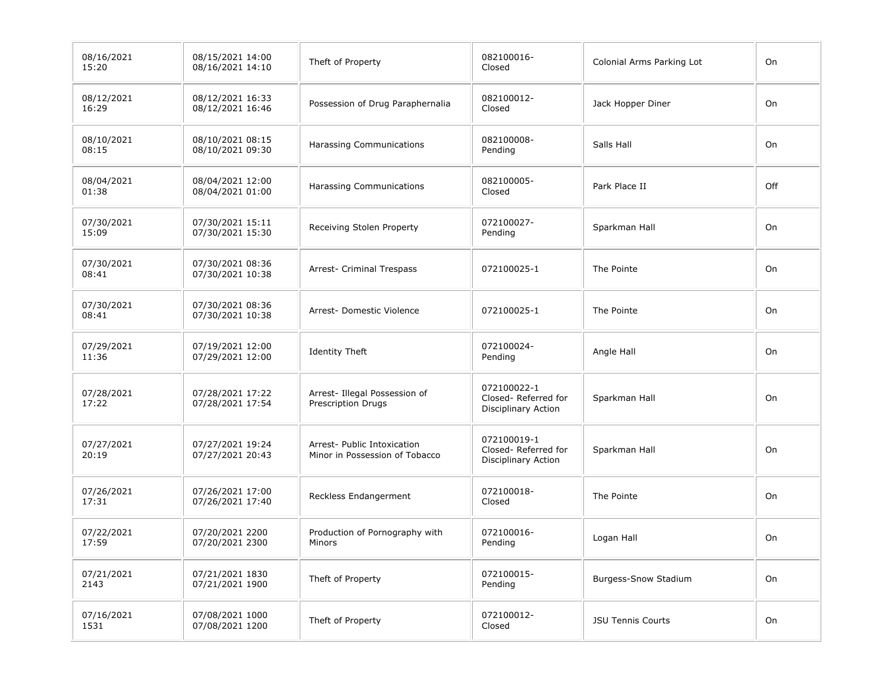| | | | | | |
|---|---|---|---|---|---|
| 08/16/2021 15:20 | 08/15/2021 14:00 08/16/2021 14:10 | Theft of Property | 082100016- Closed | Colonial Arms Parking Lot | On |
| 08/12/2021 16:29 | 08/12/2021 16:33 08/12/2021 16:46 | Possession of Drug Paraphernalia | 082100012- Closed | Jack Hopper Diner | On |
| 08/10/2021 08:15 | 08/10/2021 08:15 08/10/2021 09:30 | Harassing Communications | 082100008- Pending | Salls Hall | On |
| 08/04/2021 01:38 | 08/04/2021 12:00 08/04/2021 01:00 | Harassing Communications | 082100005- Closed | Park Place II | Off |
| 07/30/2021 15:09 | 07/30/2021 15:11 07/30/2021 15:30 | Receiving Stolen Property | 072100027- Pending | Sparkman Hall | On |
| 07/30/2021 08:41 | 07/30/2021 08:36 07/30/2021 10:38 | Arrest- Criminal Trespass | 072100025-1 | The Pointe | On |
| 07/30/2021 08:41 | 07/30/2021 08:36 07/30/2021 10:38 | Arrest- Domestic Violence | 072100025-1 | The Pointe | On |
| 07/29/2021 11:36 | 07/19/2021 12:00 07/29/2021 12:00 | Identity Theft | 072100024- Pending | Angle Hall | On |
| 07/28/2021 17:22 | 07/28/2021 17:22 07/28/2021 17:54 | Arrest- Illegal Possession of Prescription Drugs | 072100022-1 Closed- Referred for Disciplinary Action | Sparkman Hall | On |
| 07/27/2021 20:19 | 07/27/2021 19:24 07/27/2021 20:43 | Arrest- Public Intoxication Minor in Possession of Tobacco | 072100019-1 Closed- Referred for Disciplinary Action | Sparkman Hall | On |
| 07/26/2021 17:31 | 07/26/2021 17:00 07/26/2021 17:40 | Reckless Endangerment | 072100018- Closed | The Pointe | On |
| 07/22/2021 17:59 | 07/20/2021 2200 07/20/2021 2300 | Production of Pornography with Minors | 072100016- Pending | Logan Hall | On |
| 07/21/2021 2143 | 07/21/2021 1830 07/21/2021 1900 | Theft of Property | 072100015- Pending | Burgess-Snow Stadium | On |
| 07/16/2021 1531 | 07/08/2021 1000 07/08/2021 1200 | Theft of Property | 072100012- Closed | JSU Tennis Courts | On |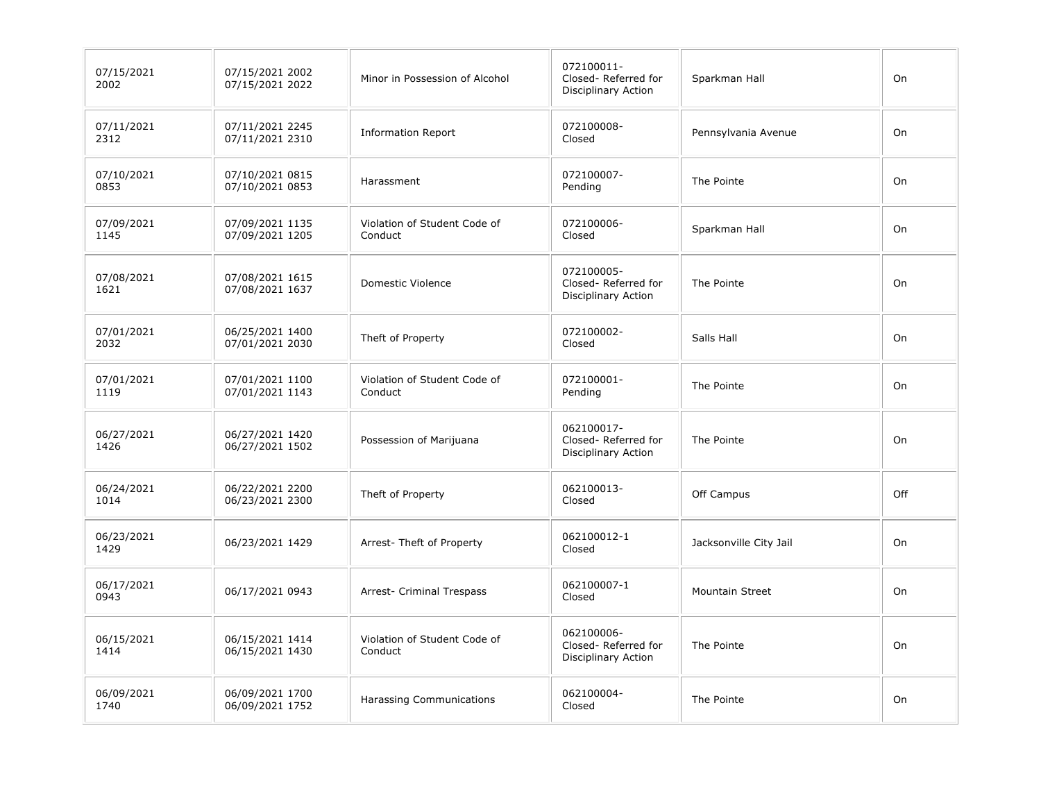| | | | | | |
|---|---|---|---|---|---|
| 07/15/2021 2002 | 07/15/2021 2002 07/15/2021 2022 | Minor in Possession of Alcohol | 072100011- Closed- Referred for Disciplinary Action | Sparkman Hall | On |
| 07/11/2021 2312 | 07/11/2021 2245 07/11/2021 2310 | Information Report | 072100008- Closed | Pennsylvania Avenue | On |
| 07/10/2021 0853 | 07/10/2021 0815 07/10/2021 0853 | Harassment | 072100007- Pending | The Pointe | On |
| 07/09/2021 1145 | 07/09/2021 1135 07/09/2021 1205 | Violation of Student Code of Conduct | 072100006- Closed | Sparkman Hall | On |
| 07/08/2021 1621 | 07/08/2021 1615 07/08/2021 1637 | Domestic Violence | 072100005- Closed- Referred for Disciplinary Action | The Pointe | On |
| 07/01/2021 2032 | 06/25/2021 1400 07/01/2021 2030 | Theft of Property | 072100002- Closed | Salls Hall | On |
| 07/01/2021 1119 | 07/01/2021 1100 07/01/2021 1143 | Violation of Student Code of Conduct | 072100001- Pending | The Pointe | On |
| 06/27/2021 1426 | 06/27/2021 1420 06/27/2021 1502 | Possession of Marijuana | 062100017- Closed- Referred for Disciplinary Action | The Pointe | On |
| 06/24/2021 1014 | 06/22/2021 2200 06/23/2021 2300 | Theft of Property | 062100013- Closed | Off Campus | Off |
| 06/23/2021 1429 | 06/23/2021 1429 | Arrest- Theft of Property | 062100012-1 Closed | Jacksonville City Jail | On |
| 06/17/2021 0943 | 06/17/2021 0943 | Arrest- Criminal Trespass | 062100007-1 Closed | Mountain Street | On |
| 06/15/2021 1414 | 06/15/2021 1414 06/15/2021 1430 | Violation of Student Code of Conduct | 062100006- Closed- Referred for Disciplinary Action | The Pointe | On |
| 06/09/2021 1740 | 06/09/2021 1700 06/09/2021 1752 | Harassing Communications | 062100004- Closed | The Pointe | On |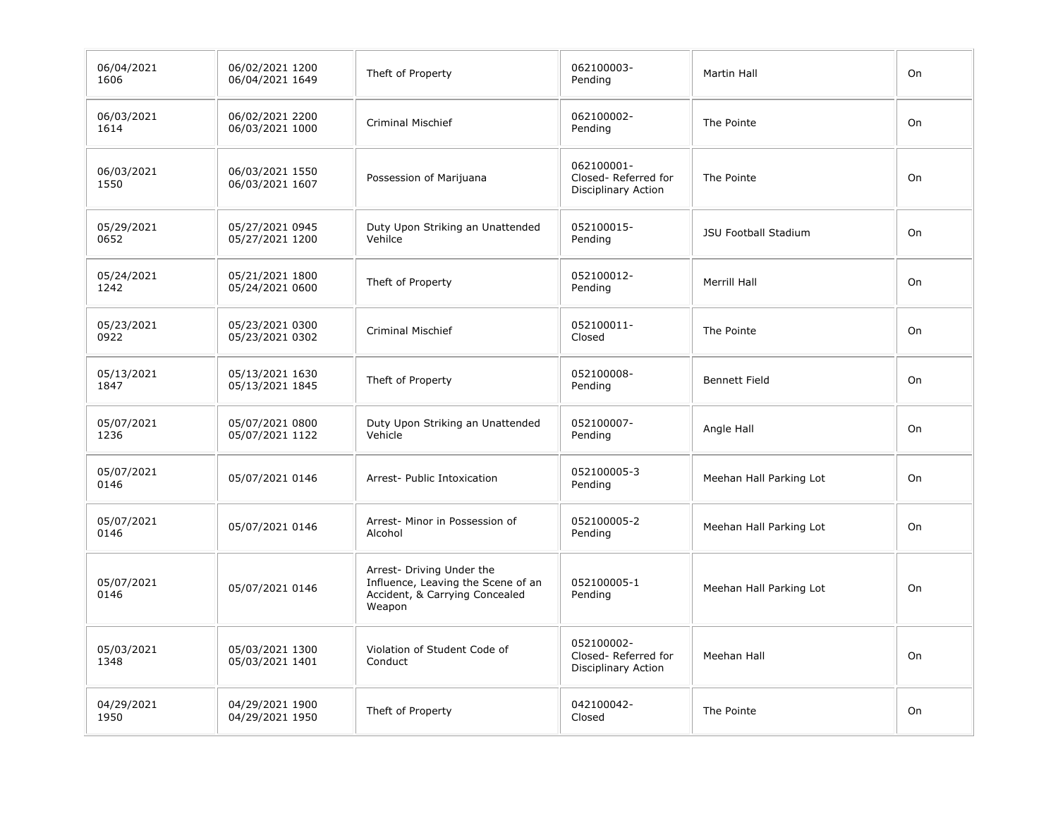| | | | | | |
|---|---|---|---|---|---|
| 06/04/2021 1606 | 06/02/2021 1200 06/04/2021 1649 | Theft of Property | 062100003- Pending | Martin Hall | On |
| 06/03/2021 1614 | 06/02/2021 2200 06/03/2021 1000 | Criminal Mischief | 062100002- Pending | The Pointe | On |
| 06/03/2021 1550 | 06/03/2021 1550 06/03/2021 1607 | Possession of Marijuana | 062100001- Closed- Referred for Disciplinary Action | The Pointe | On |
| 05/29/2021 0652 | 05/27/2021 0945 05/27/2021 1200 | Duty Upon Striking an Unattended Vehilce | 052100015- Pending | JSU Football Stadium | On |
| 05/24/2021 1242 | 05/21/2021 1800 05/24/2021 0600 | Theft of Property | 052100012- Pending | Merrill Hall | On |
| 05/23/2021 0922 | 05/23/2021 0300 05/23/2021 0302 | Criminal Mischief | 052100011- Closed | The Pointe | On |
| 05/13/2021 1847 | 05/13/2021 1630 05/13/2021 1845 | Theft of Property | 052100008- Pending | Bennett Field | On |
| 05/07/2021 1236 | 05/07/2021 0800 05/07/2021 1122 | Duty Upon Striking an Unattended Vehicle | 052100007- Pending | Angle Hall | On |
| 05/07/2021 0146 | 05/07/2021 0146 | Arrest- Public Intoxication | 052100005-3 Pending | Meehan Hall Parking Lot | On |
| 05/07/2021 0146 | 05/07/2021 0146 | Arrest- Minor in Possession of Alcohol | 052100005-2 Pending | Meehan Hall Parking Lot | On |
| 05/07/2021 0146 | 05/07/2021 0146 | Arrest- Driving Under the Influence, Leaving the Scene of an Accident, & Carrying Concealed Weapon | 052100005-1 Pending | Meehan Hall Parking Lot | On |
| 05/03/2021 1348 | 05/03/2021 1300 05/03/2021 1401 | Violation of Student Code of Conduct | 052100002- Closed- Referred for Disciplinary Action | Meehan Hall | On |
| 04/29/2021 1950 | 04/29/2021 1900 04/29/2021 1950 | Theft of Property | 042100042- Closed | The Pointe | On |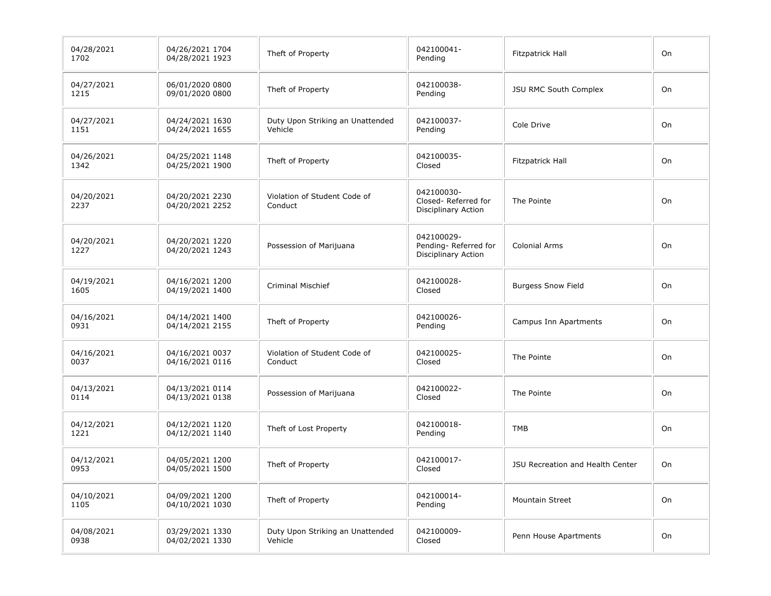| | | | | | |
|---|---|---|---|---|---|
| 04/28/2021 1702 | 04/26/2021 1704 04/28/2021 1923 | Theft of Property | 042100041- Pending | Fitzpatrick Hall | On |
| 04/27/2021 1215 | 06/01/2020 0800 09/01/2020 0800 | Theft of Property | 042100038- Pending | JSU RMC South Complex | On |
| 04/27/2021 1151 | 04/24/2021 1630 04/24/2021 1655 | Duty Upon Striking an Unattended Vehicle | 042100037- Pending | Cole Drive | On |
| 04/26/2021 1342 | 04/25/2021 1148 04/25/2021 1900 | Theft of Property | 042100035- Closed | Fitzpatrick Hall | On |
| 04/20/2021 2237 | 04/20/2021 2230 04/20/2021 2252 | Violation of Student Code of Conduct | 042100030- Closed- Referred for Disciplinary Action | The Pointe | On |
| 04/20/2021 1227 | 04/20/2021 1220 04/20/2021 1243 | Possession of Marijuana | 042100029- Pending- Referred for Disciplinary Action | Colonial Arms | On |
| 04/19/2021 1605 | 04/16/2021 1200 04/19/2021 1400 | Criminal Mischief | 042100028- Closed | Burgess Snow Field | On |
| 04/16/2021 0931 | 04/14/2021 1400 04/14/2021 2155 | Theft of Property | 042100026- Pending | Campus Inn Apartments | On |
| 04/16/2021 0037 | 04/16/2021 0037 04/16/2021 0116 | Violation of Student Code of Conduct | 042100025- Closed | The Pointe | On |
| 04/13/2021 0114 | 04/13/2021 0114 04/13/2021 0138 | Possession of Marijuana | 042100022- Closed | The Pointe | On |
| 04/12/2021 1221 | 04/12/2021 1120 04/12/2021 1140 | Theft of Lost Property | 042100018- Pending | TMB | On |
| 04/12/2021 0953 | 04/05/2021 1200 04/05/2021 1500 | Theft of Property | 042100017- Closed | JSU Recreation and Health Center | On |
| 04/10/2021 1105 | 04/09/2021 1200 04/10/2021 1030 | Theft of Property | 042100014- Pending | Mountain Street | On |
| 04/08/2021 0938 | 03/29/2021 1330 04/02/2021 1330 | Duty Upon Striking an Unattended Vehicle | 042100009- Closed | Penn House Apartments | On |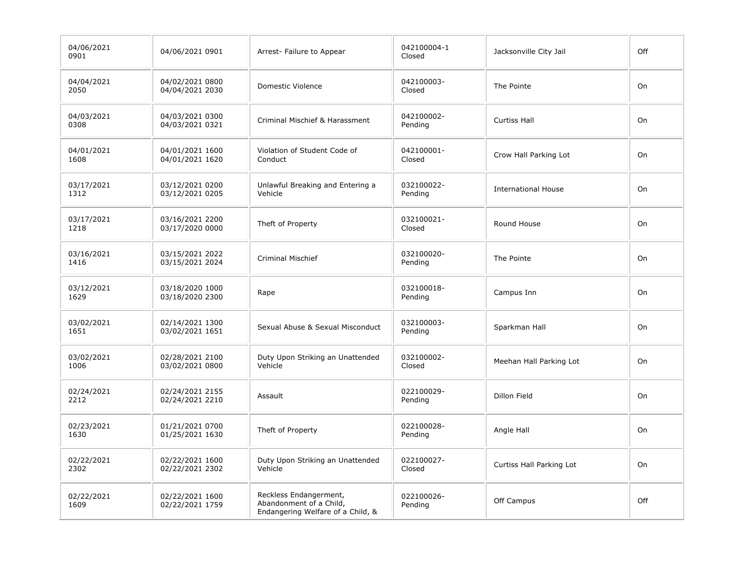| | | | | | |
|---|---|---|---|---|---|
| 04/06/2021 0901 | 04/06/2021 0901 | Arrest- Failure to Appear | 042100004-1 Closed | Jacksonville City Jail | Off |
| 04/04/2021 2050 | 04/02/2021 0800 04/04/2021 2030 | Domestic Violence | 042100003- Closed | The Pointe | On |
| 04/03/2021 0308 | 04/03/2021 0300 04/03/2021 0321 | Criminal Mischief & Harassment | 042100002- Pending | Curtiss Hall | On |
| 04/01/2021 1608 | 04/01/2021 1600 04/01/2021 1620 | Violation of Student Code of Conduct | 042100001- Closed | Crow Hall Parking Lot | On |
| 03/17/2021 1312 | 03/12/2021 0200 03/12/2021 0205 | Unlawful Breaking and Entering a Vehicle | 032100022- Pending | International House | On |
| 03/17/2021 1218 | 03/16/2021 2200 03/17/2020 0000 | Theft of Property | 032100021- Closed | Round House | On |
| 03/16/2021 1416 | 03/15/2021 2022 03/15/2021 2024 | Criminal Mischief | 032100020- Pending | The Pointe | On |
| 03/12/2021 1629 | 03/18/2020 1000 03/18/2020 2300 | Rape | 032100018- Pending | Campus Inn | On |
| 03/02/2021 1651 | 02/14/2021 1300 03/02/2021 1651 | Sexual Abuse & Sexual Misconduct | 032100003- Pending | Sparkman Hall | On |
| 03/02/2021 1006 | 02/28/2021 2100 03/02/2021 0800 | Duty Upon Striking an Unattended Vehicle | 032100002- Closed | Meehan Hall Parking Lot | On |
| 02/24/2021 2212 | 02/24/2021 2155 02/24/2021 2210 | Assault | 022100029- Pending | Dillon Field | On |
| 02/23/2021 1630 | 01/21/2021 0700 01/25/2021 1630 | Theft of Property | 022100028- Pending | Angle Hall | On |
| 02/22/2021 2302 | 02/22/2021 1600 02/22/2021 2302 | Duty Upon Striking an Unattended Vehicle | 022100027- Closed | Curtiss Hall Parking Lot | On |
| 02/22/2021 1609 | 02/22/2021 1600 02/22/2021 1759 | Reckless Endangerment, Abandonment of a Child, Endangering Welfare of a Child, & | 022100026- Pending | Off Campus | Off |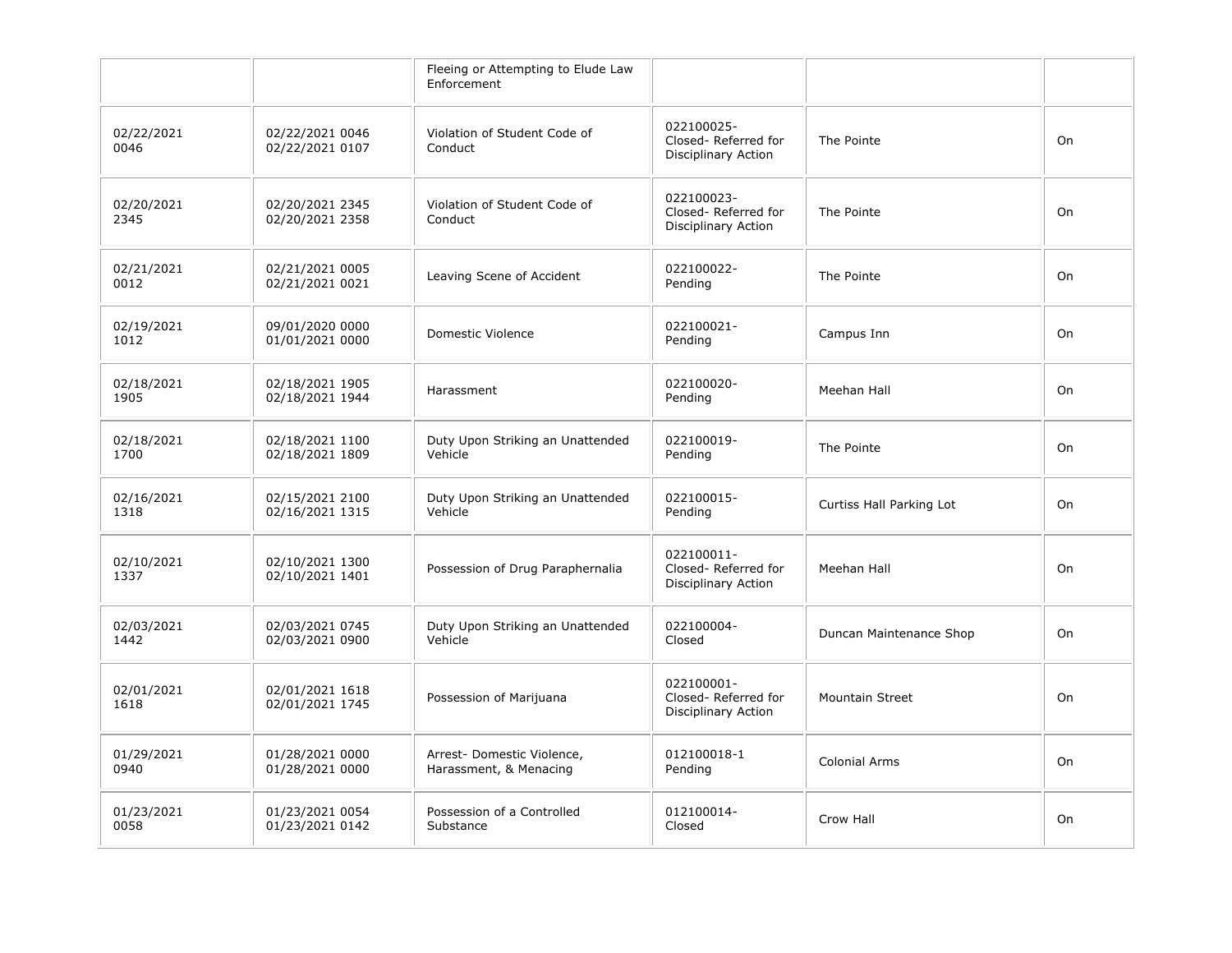| | | | | | |
|---|---|---|---|---|---|
| | | Fleeing or Attempting to Elude Law Enforcement | | | |
| 02/22/2021 0046 | 02/22/2021 0046 02/22/2021 0107 | Violation of Student Code of Conduct | 022100025- Closed- Referred for Disciplinary Action | The Pointe | On |
| 02/20/2021 2345 | 02/20/2021 2345 02/20/2021 2358 | Violation of Student Code of Conduct | 022100023- Closed- Referred for Disciplinary Action | The Pointe | On |
| 02/21/2021 0012 | 02/21/2021 0005 02/21/2021 0021 | Leaving Scene of Accident | 022100022- Pending | The Pointe | On |
| 02/19/2021 1012 | 09/01/2020 0000 01/01/2021 0000 | Domestic Violence | 022100021- Pending | Campus Inn | On |
| 02/18/2021 1905 | 02/18/2021 1905 02/18/2021 1944 | Harassment | 022100020- Pending | Meehan Hall | On |
| 02/18/2021 1700 | 02/18/2021 1100 02/18/2021 1809 | Duty Upon Striking an Unattended Vehicle | 022100019- Pending | The Pointe | On |
| 02/16/2021 1318 | 02/15/2021 2100 02/16/2021 1315 | Duty Upon Striking an Unattended Vehicle | 022100015- Pending | Curtiss Hall Parking Lot | On |
| 02/10/2021 1337 | 02/10/2021 1300 02/10/2021 1401 | Possession of Drug Paraphernalia | 022100011- Closed- Referred for Disciplinary Action | Meehan Hall | On |
| 02/03/2021 1442 | 02/03/2021 0745 02/03/2021 0900 | Duty Upon Striking an Unattended Vehicle | 022100004- Closed | Duncan Maintenance Shop | On |
| 02/01/2021 1618 | 02/01/2021 1618 02/01/2021 1745 | Possession of Marijuana | 022100001- Closed- Referred for Disciplinary Action | Mountain Street | On |
| 01/29/2021 0940 | 01/28/2021 0000 01/28/2021 0000 | Arrest- Domestic Violence, Harassment, & Menacing | 012100018-1 Pending | Colonial Arms | On |
| 01/23/2021 0058 | 01/23/2021 0054 01/23/2021 0142 | Possession of a Controlled Substance | 012100014- Closed | Crow Hall | On |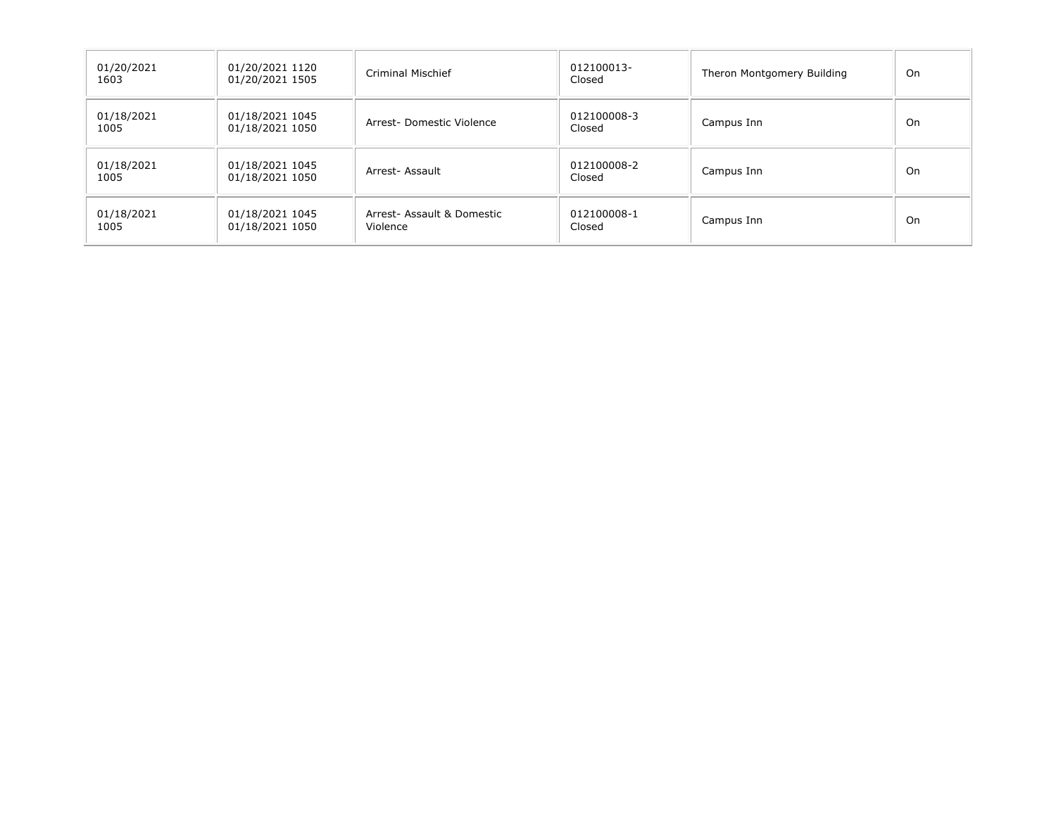| | | | | | |
|---|---|---|---|---|---|
| 01/20/2021 1603 | 01/20/2021 1120 01/20/2021 1505 | Criminal Mischief | 012100013- Closed | Theron Montgomery Building | On |
| 01/18/2021 1005 | 01/18/2021 1045 01/18/2021 1050 | Arrest- Domestic Violence | 012100008-3 Closed | Campus Inn | On |
| 01/18/2021 1005 | 01/18/2021 1045 01/18/2021 1050 | Arrest- Assault | 012100008-2 Closed | Campus Inn | On |
| 01/18/2021 1005 | 01/18/2021 1045 01/18/2021 1050 | Arrest- Assault & Domestic Violence | 012100008-1 Closed | Campus Inn | On |